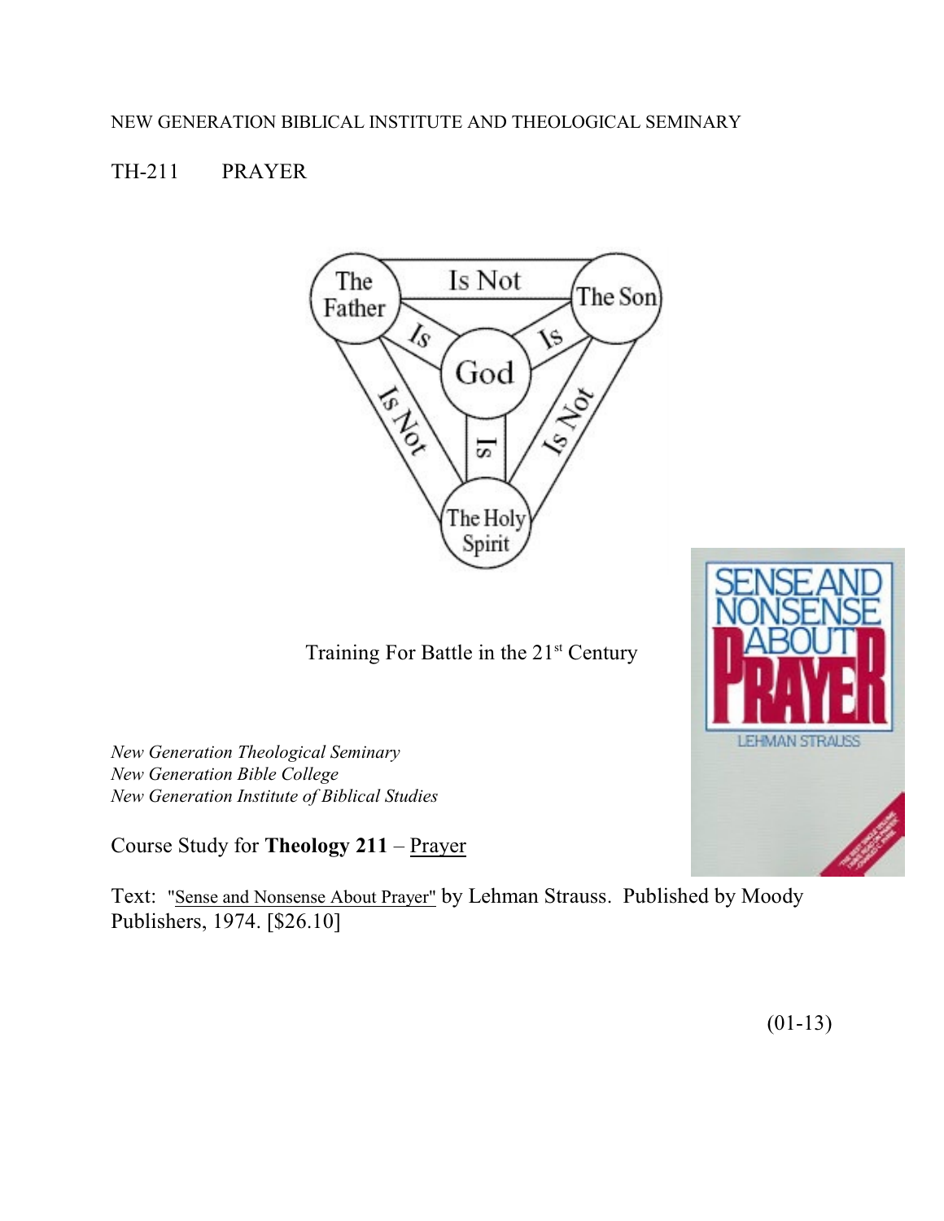NEW GENERATION BIBLICAL INSTITUTE AND THEOLOGICAL SEMINARY

# TH-211 PRAYER

Training For Battle in the 21st Century

*New Generation Theological Seminary*
*New Generation Bible College*
*New Generation Institute of Biblical Studies*

Course Study for **Theology 211** – Prayer

Text: "Sense and Nonsense About Prayer" by Lehman Strauss. Published by Moody Publishers, 1974. [$26.10]

(01-13)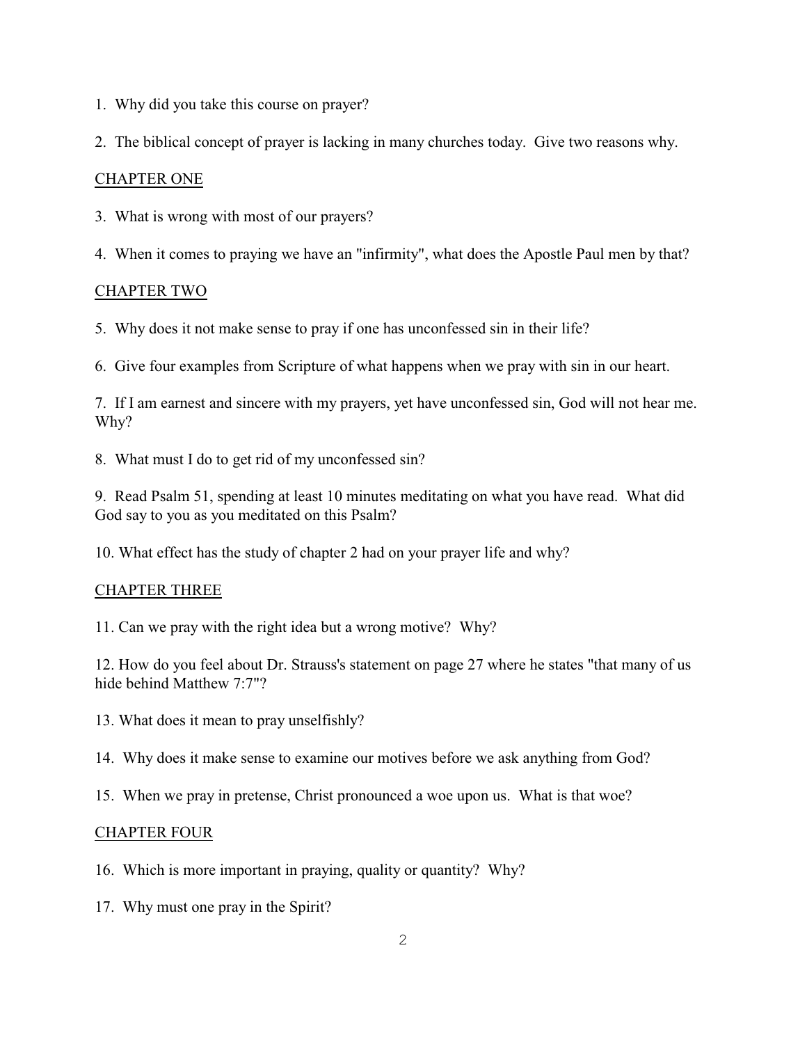1. Why did you take this course on prayer?

2. The biblical concept of prayer is lacking in many churches today. Give two reasons why.

## CHAPTER ONE

3. What is wrong with most of our prayers?

4. When it comes to praying we have an "infirmity", what does the Apostle Paul men by that?

## CHAPTER TWO

5. Why does it not make sense to pray if one has unconfessed sin in their life?

6. Give four examples from Scripture of what happens when we pray with sin in our heart.

7. If I am earnest and sincere with my prayers, yet have unconfessed sin, God will not hear me. Why?

8. What must I do to get rid of my unconfessed sin?

9. Read Psalm 51, spending at least 10 minutes meditating on what you have read. What did God say to you as you meditated on this Psalm?

10. What effect has the study of chapter 2 had on your prayer life and why?

## CHAPTER THREE

11. Can we pray with the right idea but a wrong motive? Why?

12. How do you feel about Dr. Strauss's statement on page 27 where he states "that many of us hide behind Matthew 7:7"?

13. What does it mean to pray unselfishly?

14. Why does it make sense to examine our motives before we ask anything from God?

15. When we pray in pretense, Christ pronounced a woe upon us. What is that woe?

## CHAPTER FOUR

16. Which is more important in praying, quality or quantity? Why?

17. Why must one pray in the Spirit?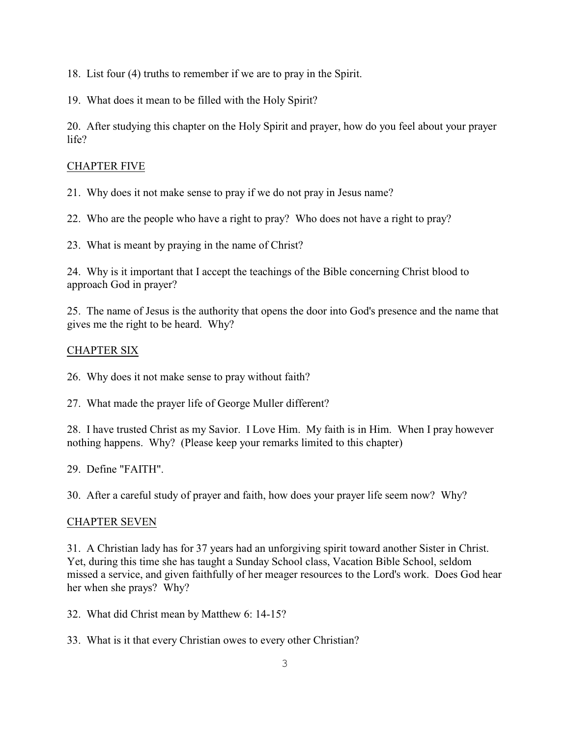18. List four (4) truths to remember if we are to pray in the Spirit.

19. What does it mean to be filled with the Holy Spirit?

20. After studying this chapter on the Holy Spirit and prayer, how do you feel about your prayer life?

## CHAPTER FIVE

21. Why does it not make sense to pray if we do not pray in Jesus name?

22. Who are the people who have a right to pray? Who does not have a right to pray?

23. What is meant by praying in the name of Christ?

24. Why is it important that I accept the teachings of the Bible concerning Christ blood to approach God in prayer?

25. The name of Jesus is the authority that opens the door into God's presence and the name that gives me the right to be heard. Why?

## CHAPTER SIX

26. Why does it not make sense to pray without faith?

27. What made the prayer life of George Muller different?

28. I have trusted Christ as my Savior. I Love Him. My faith is in Him. When I pray however nothing happens. Why? (Please keep your remarks limited to this chapter)

29. Define "FAITH".

30. After a careful study of prayer and faith, how does your prayer life seem now? Why?

## CHAPTER SEVEN

31. A Christian lady has for 37 years had an unforgiving spirit toward another Sister in Christ. Yet, during this time she has taught a Sunday School class, Vacation Bible School, seldom missed a service, and given faithfully of her meager resources to the Lord's work. Does God hear her when she prays? Why?

32. What did Christ mean by Matthew 6: 14-15?

33. What is it that every Christian owes to every other Christian?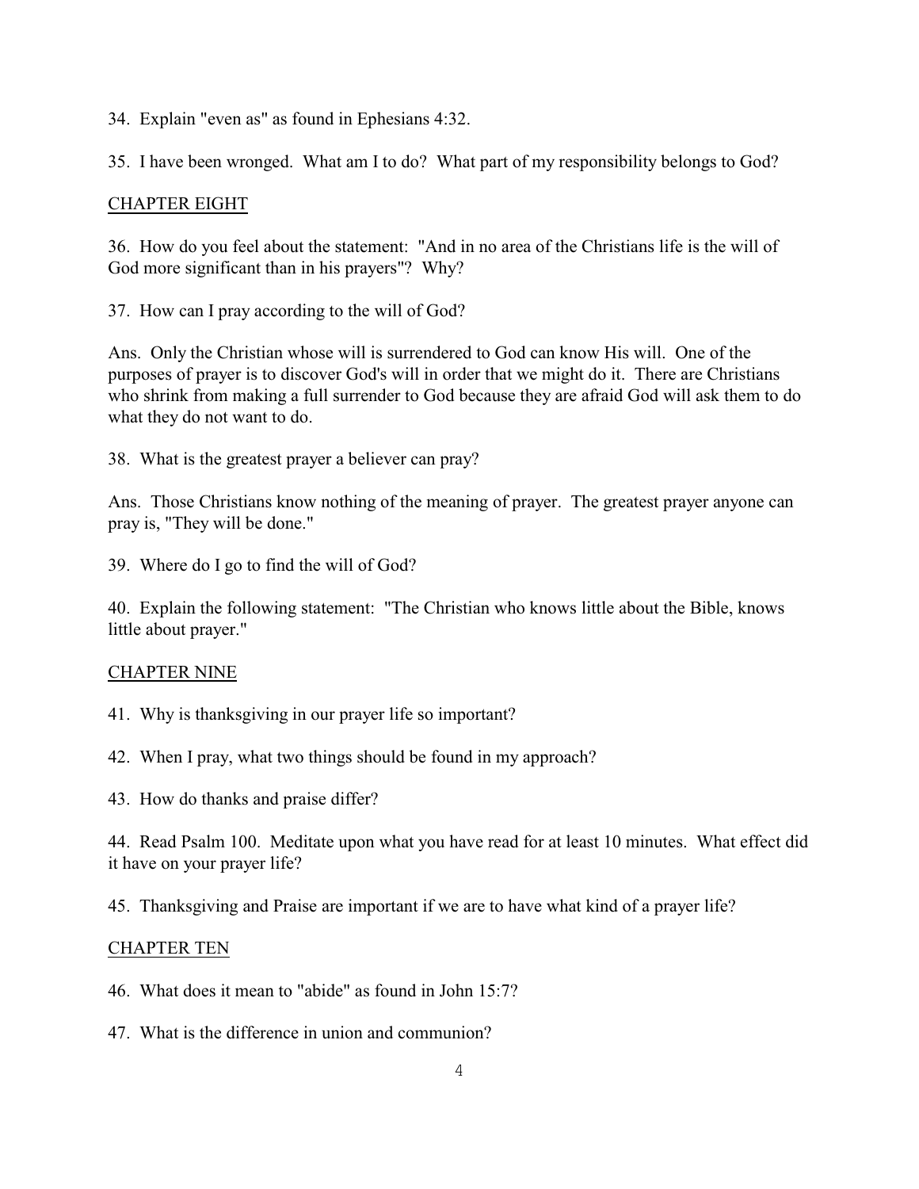34. Explain "even as" as found in Ephesians 4:32.

35. I have been wronged. What am I to do? What part of my responsibility belongs to God?

## CHAPTER EIGHT

36. How do you feel about the statement: "And in no area of the Christians life is the will of God more significant than in his prayers"? Why?

37. How can I pray according to the will of God?

Ans. Only the Christian whose will is surrendered to God can know His will. One of the purposes of prayer is to discover God's will in order that we might do it. There are Christians who shrink from making a full surrender to God because they are afraid God will ask them to do what they do not want to do.

38. What is the greatest prayer a believer can pray?

Ans. Those Christians know nothing of the meaning of prayer. The greatest prayer anyone can pray is, "They will be done."

39. Where do I go to find the will of God?

40. Explain the following statement: "The Christian who knows little about the Bible, knows little about prayer."

## CHAPTER NINE

41. Why is thanksgiving in our prayer life so important?

42. When I pray, what two things should be found in my approach?

43. How do thanks and praise differ?

44. Read Psalm 100. Meditate upon what you have read for at least 10 minutes. What effect did it have on your prayer life?

45. Thanksgiving and Praise are important if we are to have what kind of a prayer life?

## CHAPTER TEN

46. What does it mean to "abide" as found in John 15:7?

47. What is the difference in union and communion?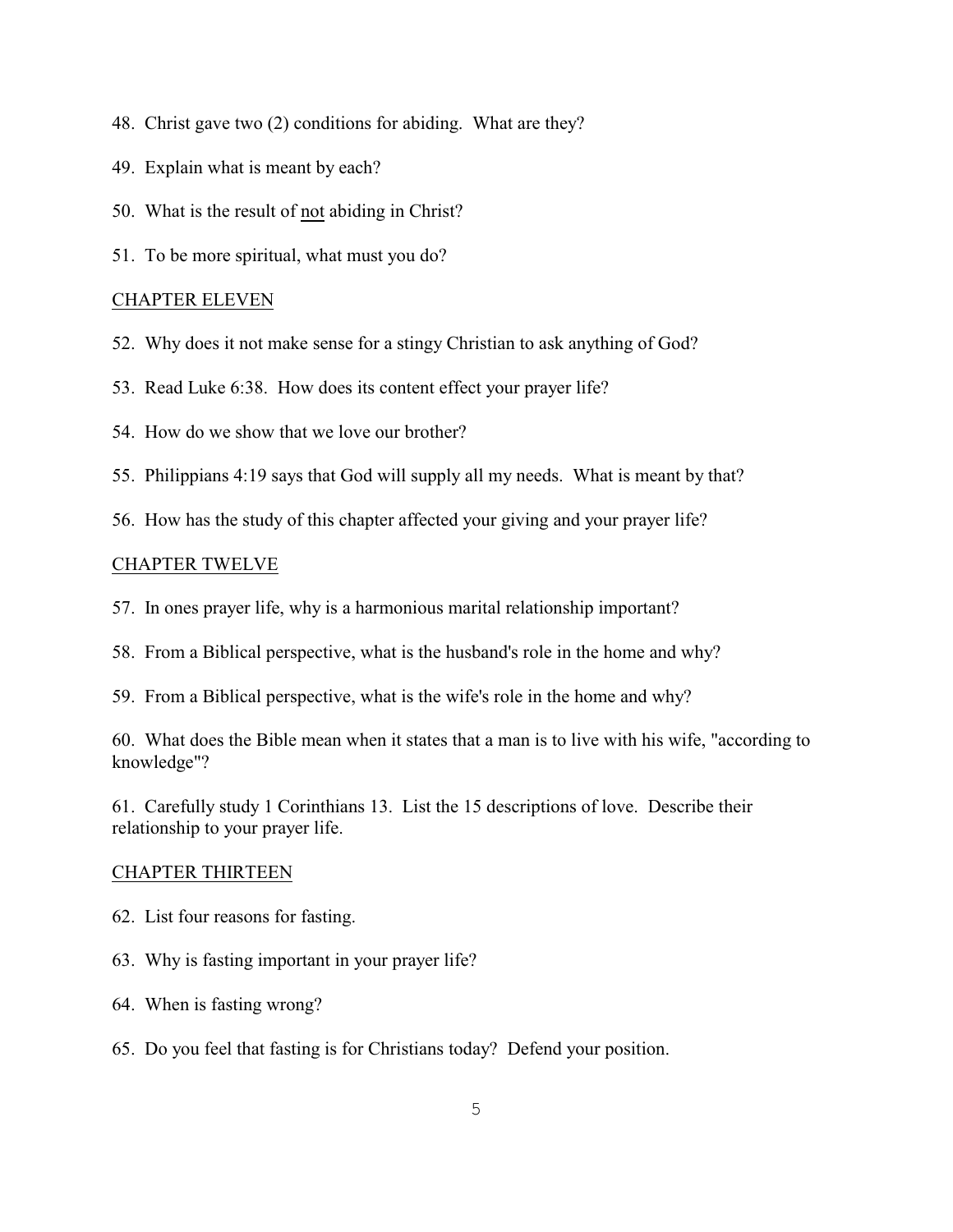48. Christ gave two (2) conditions for abiding. What are they?

49. Explain what is meant by each?

50. What is the result of <u>not</u> abiding in Christ?

51. To be more spiritual, what must you do?

## CHAPTER ELEVEN

52. Why does it not make sense for a stingy Christian to ask anything of God?

53. Read Luke 6:38. How does its content effect your prayer life?

54. How do we show that we love our brother?

55. Philippians 4:19 says that God will supply all my needs. What is meant by that?

56. How has the study of this chapter affected your giving and your prayer life?

## CHAPTER TWELVE

57. In ones prayer life, why is a harmonious marital relationship important?

58. From a Biblical perspective, what is the husband's role in the home and why?

59. From a Biblical perspective, what is the wife's role in the home and why?

60. What does the Bible mean when it states that a man is to live with his wife, "according to knowledge"?

61. Carefully study 1 Corinthians 13. List the 15 descriptions of love. Describe their relationship to your prayer life.

## CHAPTER THIRTEEN

62. List four reasons for fasting.

63. Why is fasting important in your prayer life?

64. When is fasting wrong?

65. Do you feel that fasting is for Christians today? Defend your position.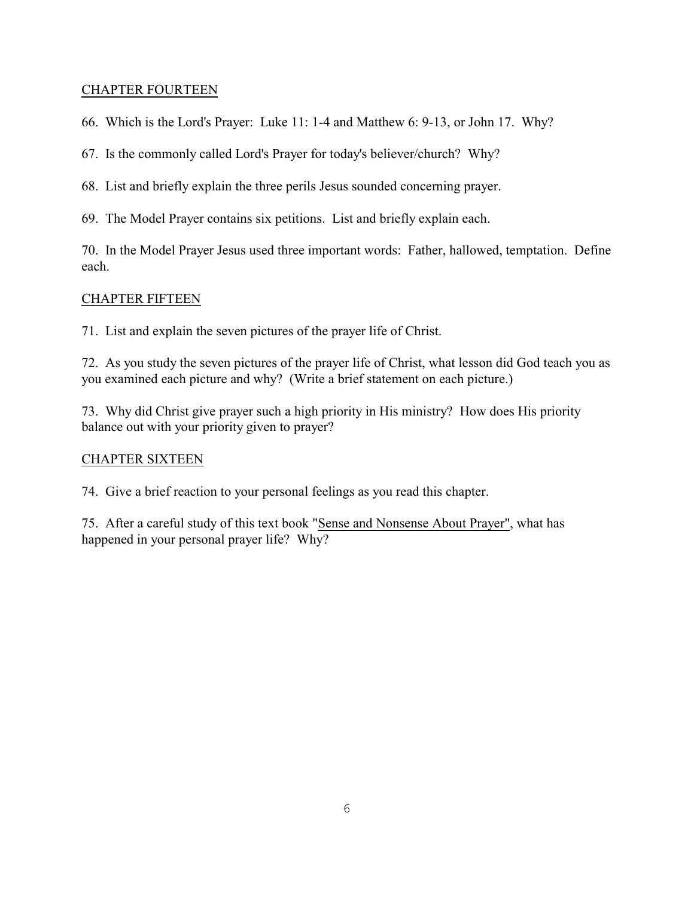## CHAPTER FOURTEEN

66. Which is the Lord's Prayer: Luke 11: 1-4 and Matthew 6: 9-13, or John 17. Why?

67. Is the commonly called Lord's Prayer for today's believer/church? Why?

68. List and briefly explain the three perils Jesus sounded concerning prayer.

69. The Model Prayer contains six petitions. List and briefly explain each.

70. In the Model Prayer Jesus used three important words: Father, hallowed, temptation. Define each.

## CHAPTER FIFTEEN

71. List and explain the seven pictures of the prayer life of Christ.

72. As you study the seven pictures of the prayer life of Christ, what lesson did God teach you as you examined each picture and why? (Write a brief statement on each picture.)

73. Why did Christ give prayer such a high priority in His ministry? How does His priority balance out with your priority given to prayer?

## CHAPTER SIXTEEN

74. Give a brief reaction to your personal feelings as you read this chapter.

75. After a careful study of this text book "Sense and Nonsense About Prayer", what has happened in your personal prayer life? Why?